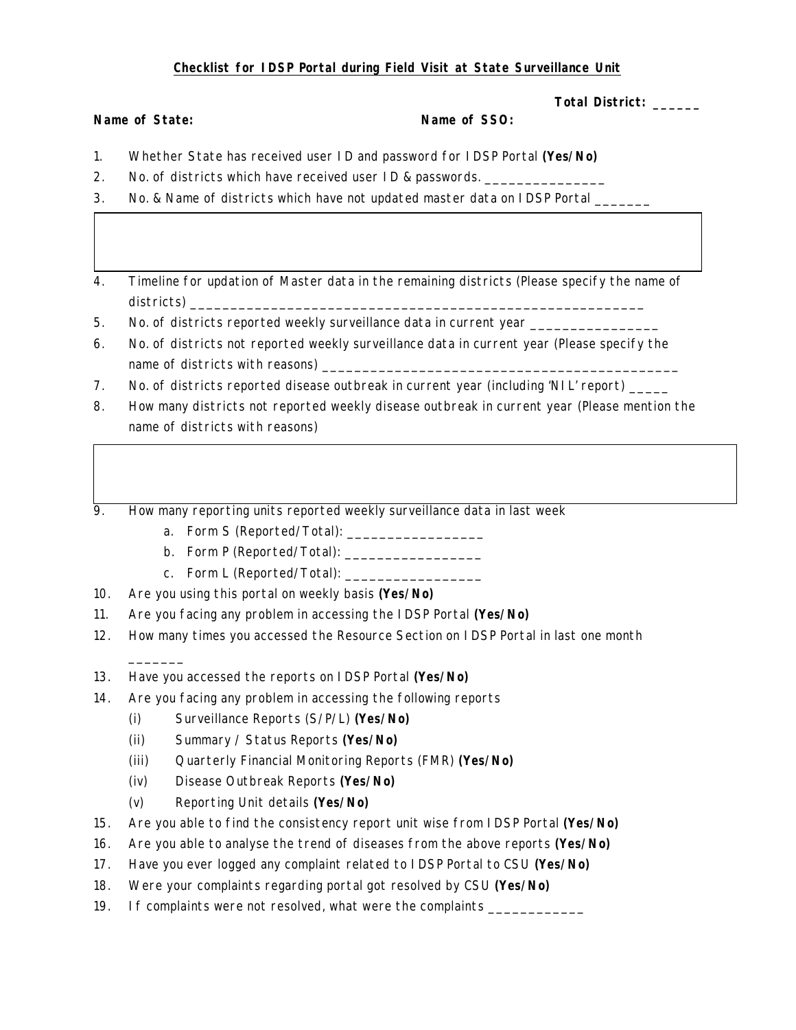**Checklist for IDSP Portal during Field Visit at State Surveillance Unit**

**Total District: ______**

**Name of State:** **Name of SSO:**

1. Whether State has received user ID and password for IDSP Portal **(Yes/No)**
2. No. of districts which have received user ID & passwords. _______________
3. No. & Name of districts which have not updated master data on IDSP Portal _______

| |
|---|
| |

4. Timeline for updation of Master data in the remaining districts (Please specify the name of districts) ___________________________________________________________
5. No. of districts reported weekly surveillance data in current year ________________
6. No. of districts not reported weekly surveillance data in current year (Please specify the name of districts with reasons) ______________________________________________
7. No. of districts reported disease outbreak in current year (including 'NIL' report) _____
8. How many districts not reported weekly disease outbreak in current year (Please mention the name of districts with reasons)

| |
|---|
| |

9. How many reporting units reported weekly surveillance data in last week
   a. Form S (Reported/Total): _________________
   b. Form P (Reported/Total): _________________
   c. Form L (Reported/Total): _________________
10. Are you using this portal on weekly basis **(Yes/No)**
11. Are you facing any problem in accessing the IDSP Portal **(Yes/No)**
12. How many times you accessed the Resource Section on IDSP Portal in last one month _______
13. Have you accessed the reports on IDSP Portal **(Yes/No)**
14. Are you facing any problem in accessing the following reports
    (i) Surveillance Reports (S/P/L) **(Yes/No)**
    (ii) Summary / Status Reports **(Yes/No)**
    (iii) Quarterly Financial Monitoring Reports (FMR) **(Yes/No)**
    (iv) Disease Outbreak Reports **(Yes/No)**
    (v) Reporting Unit details **(Yes/No)**
15. Are you able to find the consistency report unit wise from IDSP Portal **(Yes/No)**
16. Are you able to analyse the trend of diseases from the above reports **(Yes/No)**
17. Have you ever logged any complaint related to IDSP Portal to CSU **(Yes/No)**
18. Were your complaints regarding portal got resolved by CSU **(Yes/No)**
19. If complaints were not resolved, what were the complaints ____________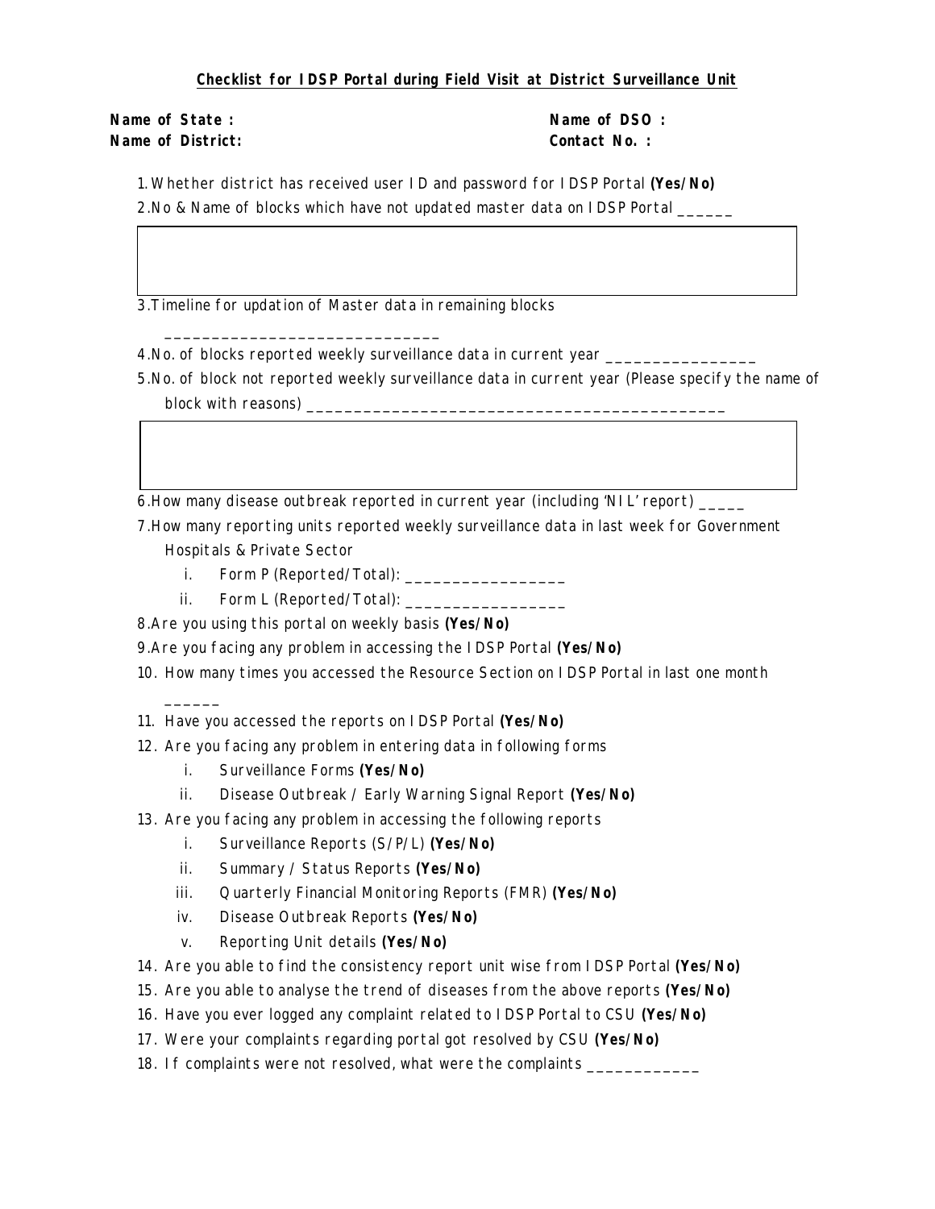**Checklist for IDSP Portal during Field Visit at District Surveillance Unit**

**Name of State :** **Name of DSO :**
**Name of District:** **Contact No. :**

1. Whether district has received user ID and password for IDSP Portal **(Yes/No)**
2. No & Name of blocks which have not updated master data on IDSP Portal ______

| |
|---|
| |

3. Timeline for updation of Master data in remaining blocks ______________________________
4. No. of blocks reported weekly surveillance data in current year ________________
5. No. of block not reported weekly surveillance data in current year (Please specify the name of block with reasons) _____________________________________________

| |
|---|
| |

6. How many disease outbreak reported in current year (including 'NIL' report) _____
7. How many reporting units reported weekly surveillance data in last week for Government Hospitals & Private Sector
   i. Form P (Reported/Total): _________________
   ii. Form L (Reported/Total): _________________
8. Are you using this portal on weekly basis **(Yes/No)**
9. Are you facing any problem in accessing the IDSP Portal **(Yes/No)**
10. How many times you accessed the Resource Section on IDSP Portal in last one month ______
11. Have you accessed the reports on IDSP Portal **(Yes/No)**
12. Are you facing any problem in entering data in following forms
    i. Surveillance Forms **(Yes/No)**
    ii. Disease Outbreak / Early Warning Signal Report **(Yes/No)**
13. Are you facing any problem in accessing the following reports
    i. Surveillance Reports (S/P/L) **(Yes/No)**
    ii. Summary / Status Reports **(Yes/No)**
    iii. Quarterly Financial Monitoring Reports (FMR) **(Yes/No)**
    iv. Disease Outbreak Reports **(Yes/No)**
    v. Reporting Unit details **(Yes/No)**
14. Are you able to find the consistency report unit wise from IDSP Portal **(Yes/No)**
15. Are you able to analyse the trend of diseases from the above reports **(Yes/No)**
16. Have you ever logged any complaint related to IDSP Portal to CSU **(Yes/No)**
17. Were your complaints regarding portal got resolved by CSU **(Yes/No)**
18. If complaints were not resolved, what were the complaints ____________